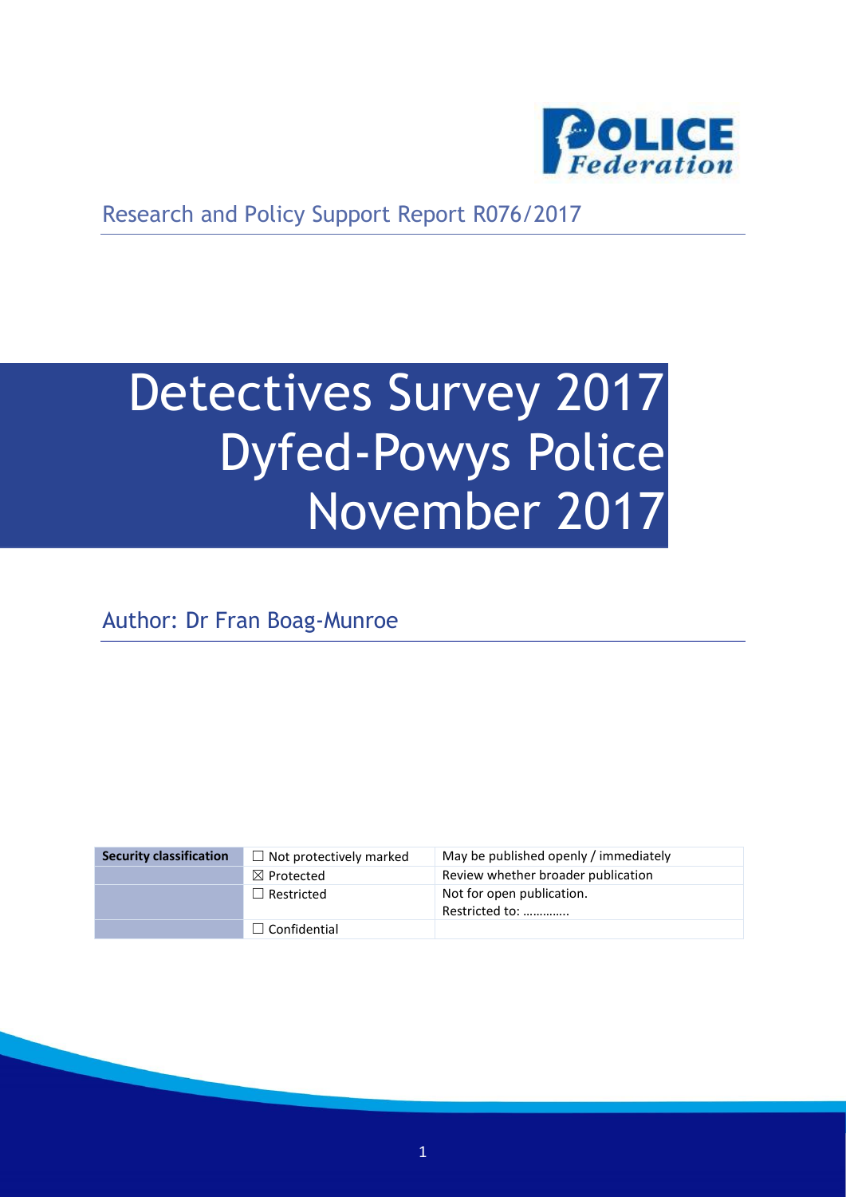Research and Policy Support Report R076/2017

# Detectives Survey 2017 Dyfed-Powys Police November 2017

Author: Dr Fran Boag-Munroe

| Security classification | ☐ Not protectively marked | May be published openly / immediately |
|---|---|---|
| | ☒ Protected | Review whether broader publication |
| | ☐ Restricted | Not for open publication. Restricted to: ………….. |
| | ☐ Confidential | |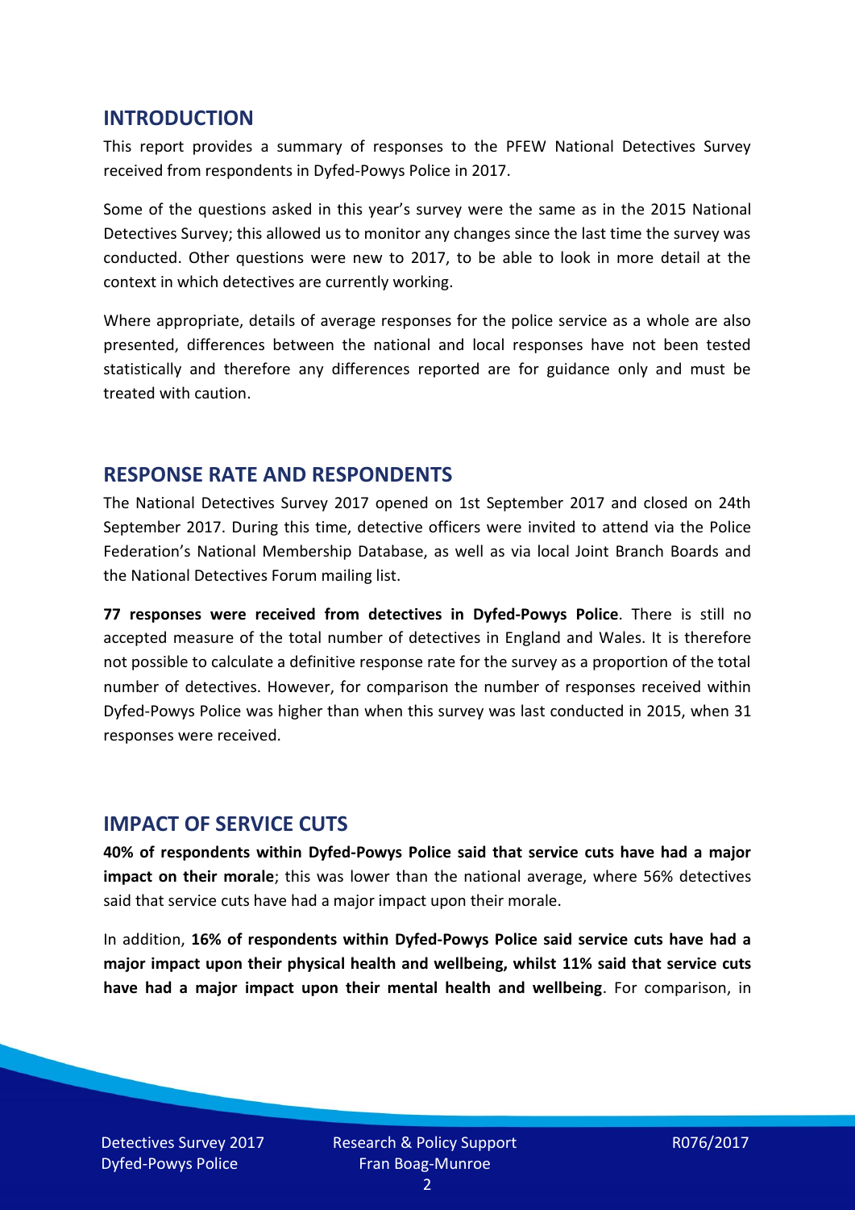## INTRODUCTION

This report provides a summary of responses to the PFEW National Detectives Survey received from respondents in Dyfed-Powys Police in 2017.

Some of the questions asked in this year's survey were the same as in the 2015 National Detectives Survey; this allowed us to monitor any changes since the last time the survey was conducted. Other questions were new to 2017, to be able to look in more detail at the context in which detectives are currently working.

Where appropriate, details of average responses for the police service as a whole are also presented, differences between the national and local responses have not been tested statistically and therefore any differences reported are for guidance only and must be treated with caution.

## RESPONSE RATE AND RESPONDENTS

The National Detectives Survey 2017 opened on 1st September 2017 and closed on 24th September 2017. During this time, detective officers were invited to attend via the Police Federation's National Membership Database, as well as via local Joint Branch Boards and the National Detectives Forum mailing list.

**77 responses were received from detectives in Dyfed-Powys Police**. There is still no accepted measure of the total number of detectives in England and Wales. It is therefore not possible to calculate a definitive response rate for the survey as a proportion of the total number of detectives. However, for comparison the number of responses received within Dyfed-Powys Police was higher than when this survey was last conducted in 2015, when 31 responses were received.

## IMPACT OF SERVICE CUTS

**40% of respondents within Dyfed-Powys Police said that service cuts have had a major impact on their morale**; this was lower than the national average, where 56% detectives said that service cuts have had a major impact upon their morale.

In addition, **16% of respondents within Dyfed-Powys Police said service cuts have had a major impact upon their physical health and wellbeing, whilst 11% said that service cuts have had a major impact upon their mental health and wellbeing**. For comparison, in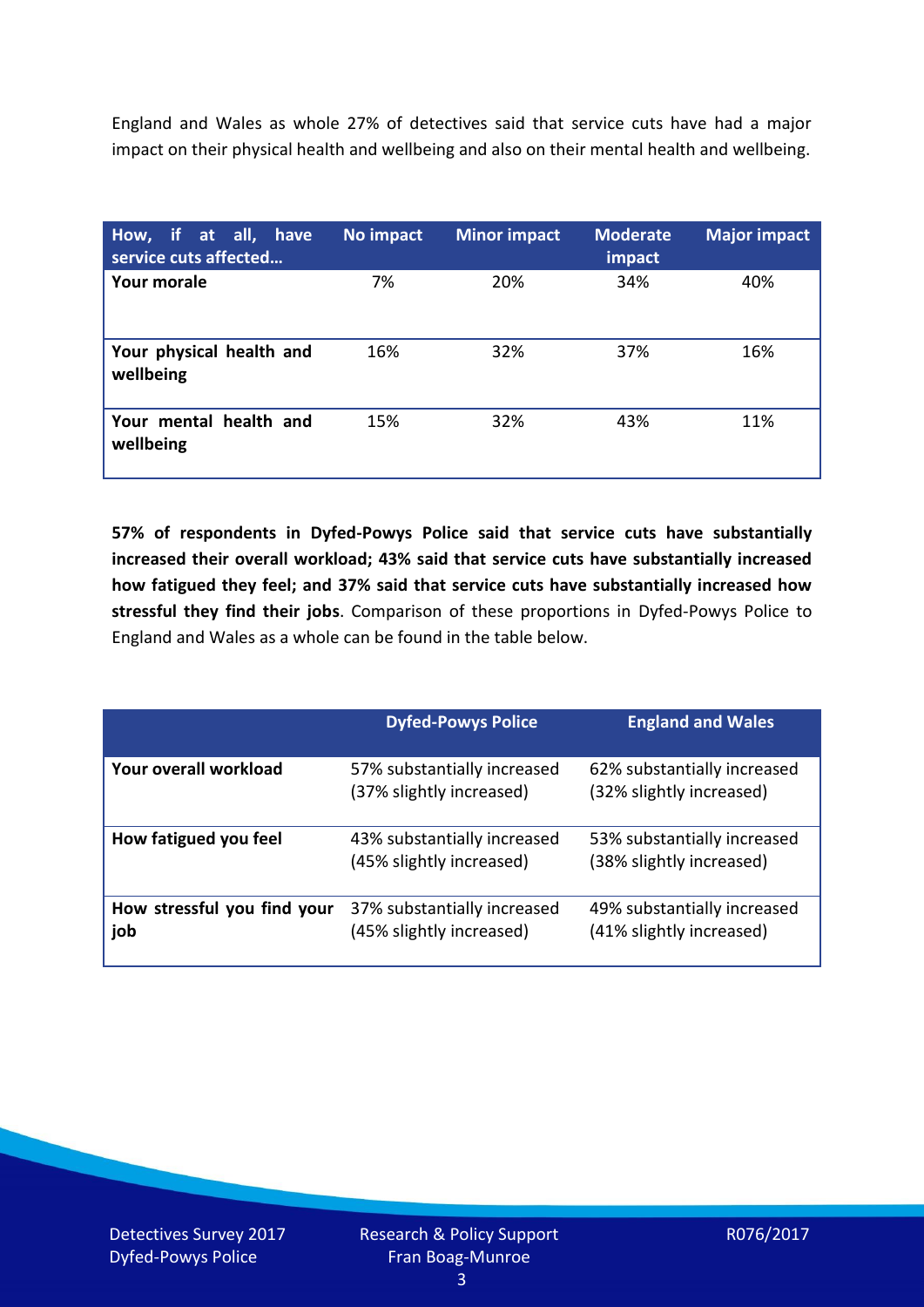England and Wales as whole 27% of detectives said that service cuts have had a major impact on their physical health and wellbeing and also on their mental health and wellbeing.

| How, if at all, have service cuts affected… | No impact | Minor impact | Moderate impact | Major impact |
| --- | --- | --- | --- | --- |
| **Your morale** | 7% | 20% | 34% | 40% |
| **Your physical health and wellbeing** | 16% | 32% | 37% | 16% |
| **Your mental health and wellbeing** | 15% | 32% | 43% | 11% |

**57% of respondents in Dyfed-Powys Police said that service cuts have substantially increased their overall workload; 43% said that service cuts have substantially increased how fatigued they feel; and 37% said that service cuts have substantially increased how stressful they find their jobs**. Comparison of these proportions in Dyfed-Powys Police to England and Wales as a whole can be found in the table below.

| | Dyfed-Powys Police | England and Wales |
| --- | --- | --- |
| **Your overall workload** | 57% substantially increased (37% slightly increased) | 62% substantially increased (32% slightly increased) |
| **How fatigued you feel** | 43% substantially increased (45% slightly increased) | 53% substantially increased (38% slightly increased) |
| **How stressful you find your job** | 37% substantially increased (45% slightly increased) | 49% substantially increased (41% slightly increased) |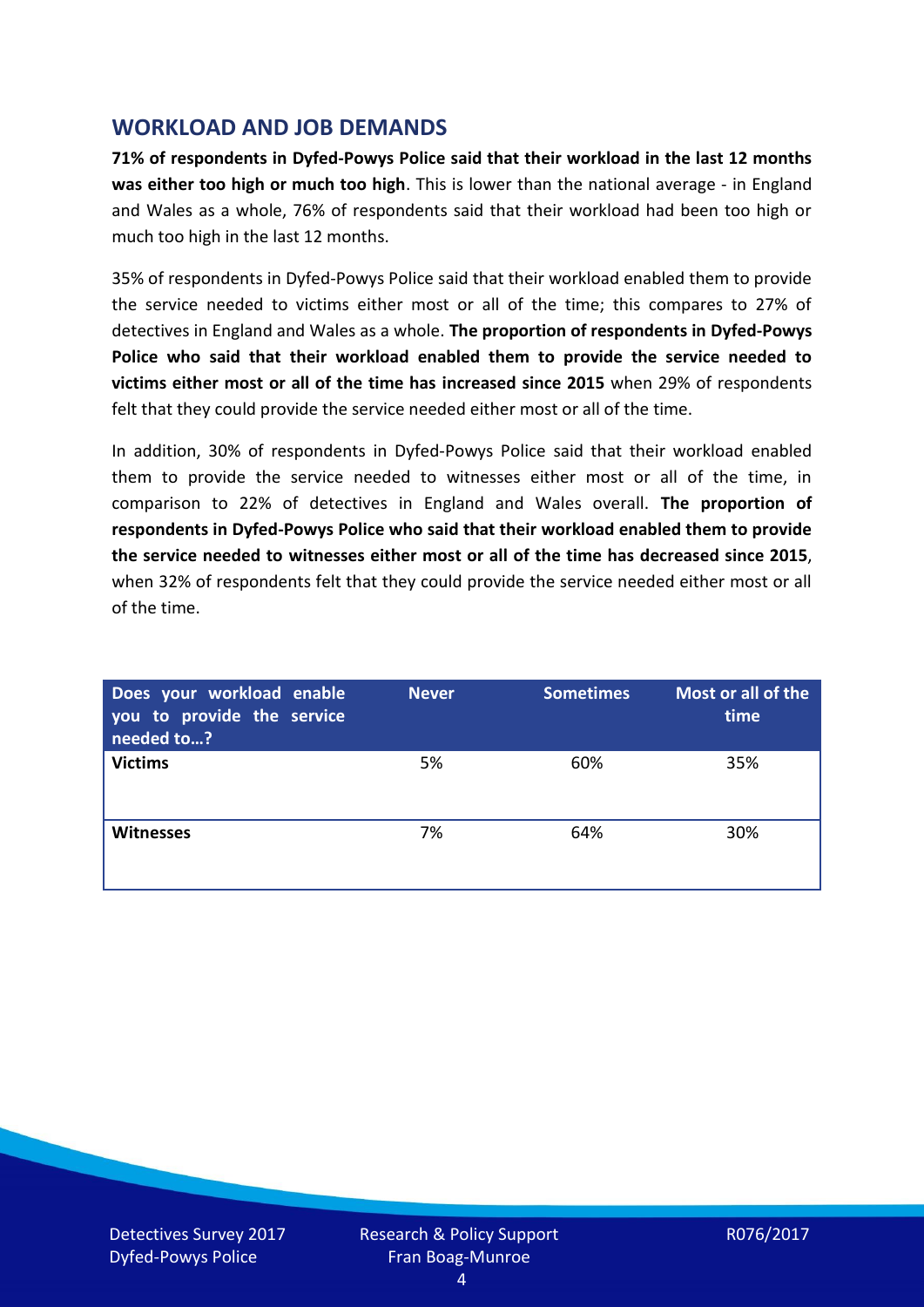## WORKLOAD AND JOB DEMANDS

**71% of respondents in Dyfed-Powys Police said that their workload in the last 12 months was either too high or much too high**. This is lower than the national average - in England and Wales as a whole, 76% of respondents said that their workload had been too high or much too high in the last 12 months.

35% of respondents in Dyfed-Powys Police said that their workload enabled them to provide the service needed to victims either most or all of the time; this compares to 27% of detectives in England and Wales as a whole. **The proportion of respondents in Dyfed-Powys Police who said that their workload enabled them to provide the service needed to victims either most or all of the time has increased since 2015** when 29% of respondents felt that they could provide the service needed either most or all of the time.

In addition, 30% of respondents in Dyfed-Powys Police said that their workload enabled them to provide the service needed to witnesses either most or all of the time, in comparison to 22% of detectives in England and Wales overall. **The proportion of respondents in Dyfed-Powys Police who said that their workload enabled them to provide the service needed to witnesses either most or all of the time has decreased since 2015**, when 32% of respondents felt that they could provide the service needed either most or all of the time.

| Does your workload enable you to provide the service needed to…? | Never | Sometimes | Most or all of the time |
|---|---|---|---|
| **Victims** | 5% | 60% | 35% |
| **Witnesses** | 7% | 64% | 30% |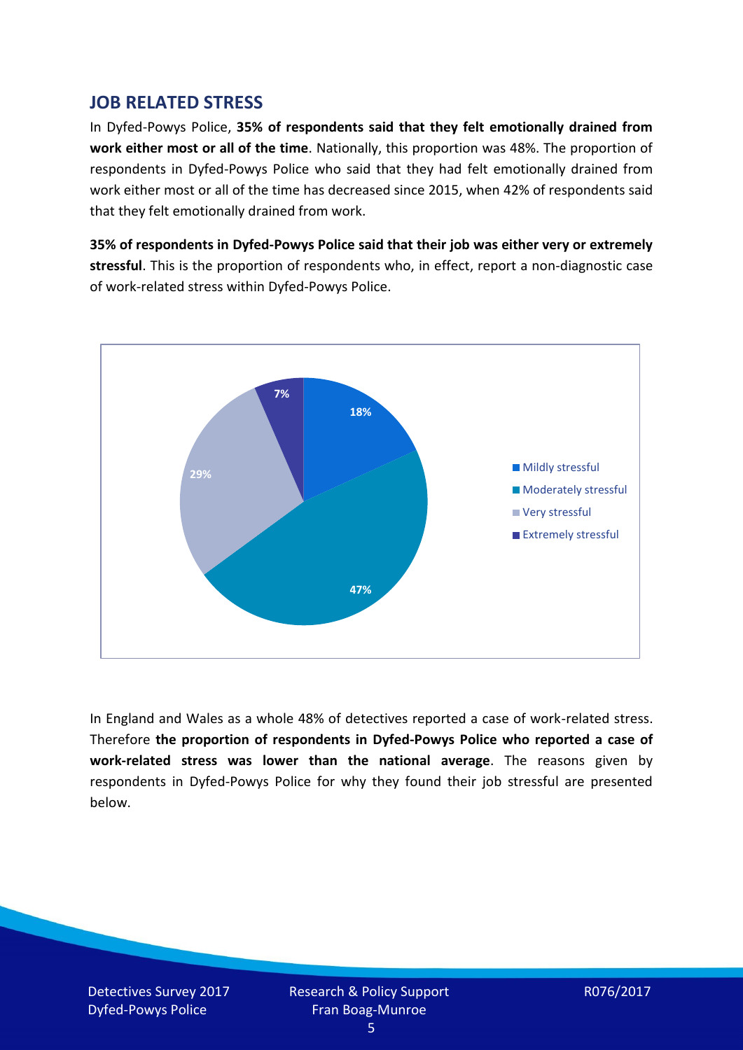## JOB RELATED STRESS

In Dyfed-Powys Police, **35% of respondents said that they felt emotionally drained from work either most or all of the time**. Nationally, this proportion was 48%. The proportion of respondents in Dyfed-Powys Police who said that they had felt emotionally drained from work either most or all of the time has decreased since 2015, when 42% of respondents said that they felt emotionally drained from work.

**35% of respondents in Dyfed-Powys Police said that their job was either very or extremely stressful**. This is the proportion of respondents who, in effect, report a non-diagnostic case of work-related stress within Dyfed-Powys Police.

| Stress level | Percentage |
|---|---|
| Mildly stressful | 18% |
| Moderately stressful | 47% |
| Very stressful | 29% |
| Extremely stressful | 7% |

In England and Wales as a whole 48% of detectives reported a case of work-related stress. Therefore **the proportion of respondents in Dyfed-Powys Police who reported a case of work-related stress was lower than the national average**. The reasons given by respondents in Dyfed-Powys Police for why they found their job stressful are presented below.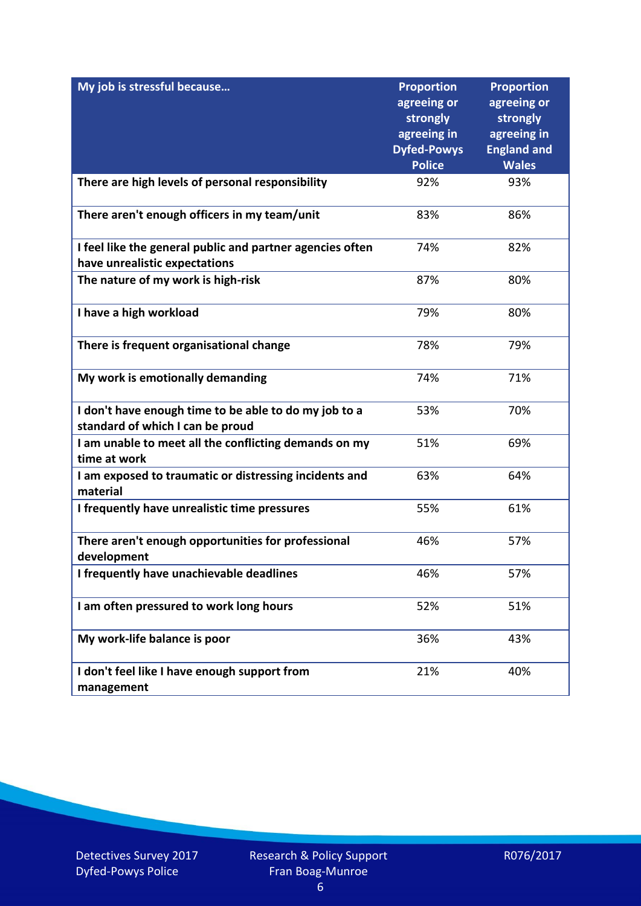| My job is stressful because… | Proportion agreeing or strongly agreeing in Dyfed-Powys Police | Proportion agreeing or strongly agreeing in England and Wales |
|---|---|---|
| There are high levels of personal responsibility | 92% | 93% |
| There aren't enough officers in my team/unit | 83% | 86% |
| I feel like the general public and partner agencies often have unrealistic expectations | 74% | 82% |
| The nature of my work is high-risk | 87% | 80% |
| I have a high workload | 79% | 80% |
| There is frequent organisational change | 78% | 79% |
| My work is emotionally demanding | 74% | 71% |
| I don't have enough time to be able to do my job to a standard of which I can be proud | 53% | 70% |
| I am unable to meet all the conflicting demands on my time at work | 51% | 69% |
| I am exposed to traumatic or distressing incidents and material | 63% | 64% |
| I frequently have unrealistic time pressures | 55% | 61% |
| There aren't enough opportunities for professional development | 46% | 57% |
| I frequently have unachievable deadlines | 46% | 57% |
| I am often pressured to work long hours | 52% | 51% |
| My work-life balance is poor | 36% | 43% |
| I don't feel like I have enough support from management | 21% | 40% |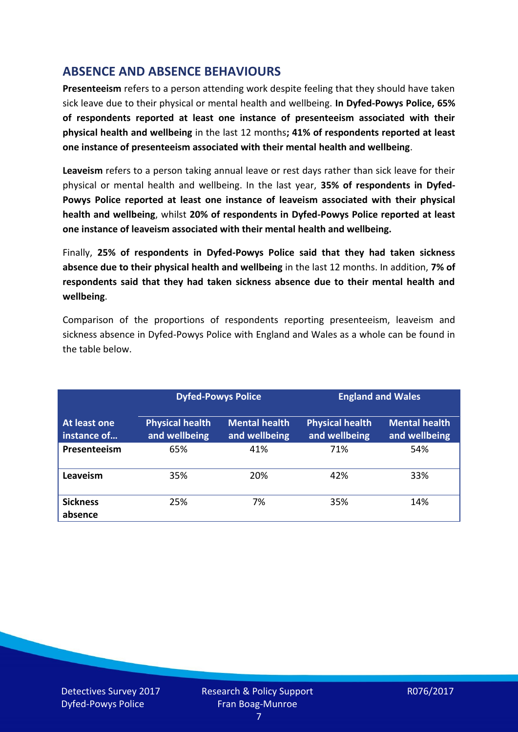## ABSENCE AND ABSENCE BEHAVIOURS

**Presenteeism** refers to a person attending work despite feeling that they should have taken sick leave due to their physical or mental health and wellbeing. **In Dyfed-Powys Police, 65% of respondents reported at least one instance of presenteeism associated with their physical health and wellbeing** in the last 12 months**; 41% of respondents reported at least one instance of presenteeism associated with their mental health and wellbeing**.

**Leaveism** refers to a person taking annual leave or rest days rather than sick leave for their physical or mental health and wellbeing. In the last year, **35% of respondents in Dyfed-Powys Police reported at least one instance of leaveism associated with their physical health and wellbeing**, whilst **20% of respondents in Dyfed-Powys Police reported at least one instance of leaveism associated with their mental health and wellbeing.**

Finally, **25% of respondents in Dyfed-Powys Police said that they had taken sickness absence due to their physical health and wellbeing** in the last 12 months. In addition, **7% of respondents said that they had taken sickness absence due to their mental health and wellbeing**.

Comparison of the proportions of respondents reporting presenteeism, leaveism and sickness absence in Dyfed-Powys Police with England and Wales as a whole can be found in the table below.

| | Dyfed-Powys Police | | England and Wales | |
|---|---|---|---|---|
| **At least one instance of…** | **Physical health and wellbeing** | **Mental health and wellbeing** | **Physical health and wellbeing** | **Mental health and wellbeing** |
| **Presenteeism** | 65% | 41% | 71% | 54% |
| **Leaveism** | 35% | 20% | 42% | 33% |
| **Sickness absence** | 25% | 7% | 35% | 14% |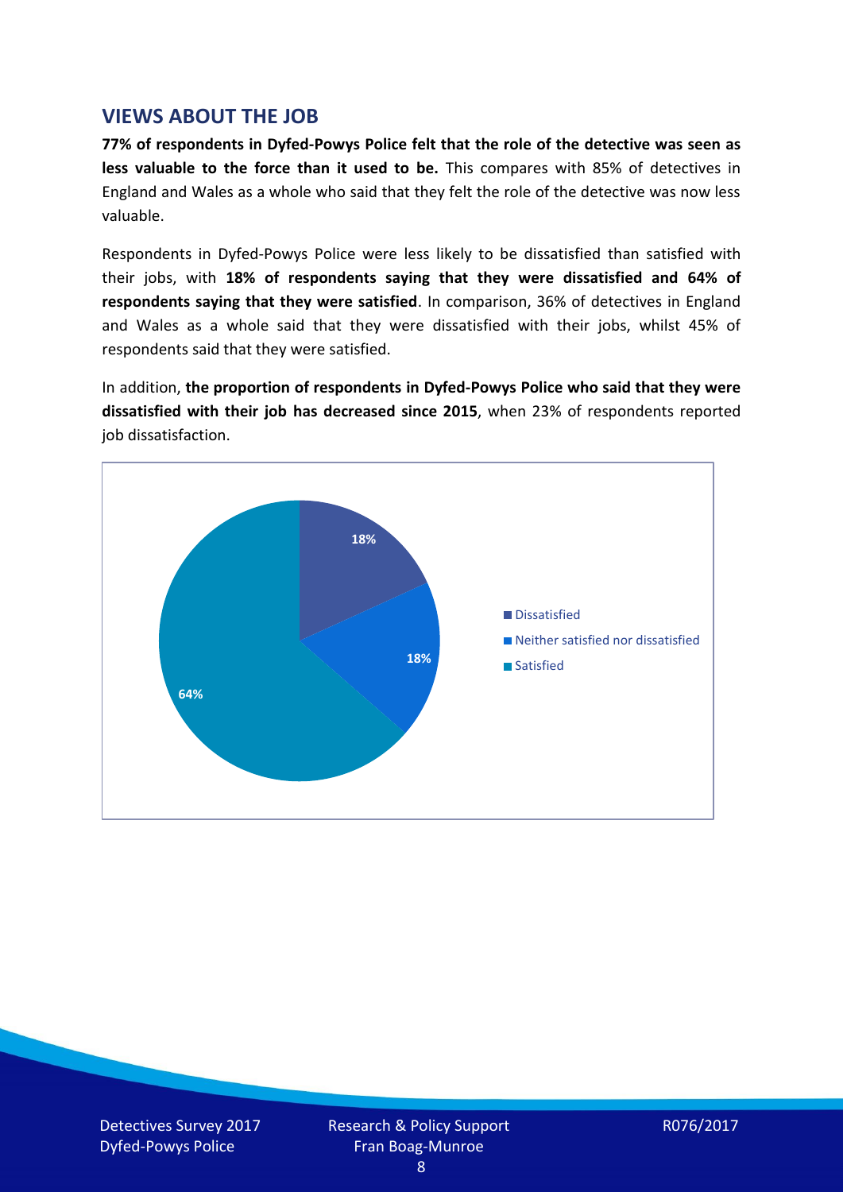## VIEWS ABOUT THE JOB

**77% of respondents in Dyfed-Powys Police felt that the role of the detective was seen as less valuable to the force than it used to be.** This compares with 85% of detectives in England and Wales as a whole who said that they felt the role of the detective was now less valuable.

Respondents in Dyfed-Powys Police were less likely to be dissatisfied than satisfied with their jobs, with **18% of respondents saying that they were dissatisfied and 64% of respondents saying that they were satisfied**. In comparison, 36% of detectives in England and Wales as a whole said that they were dissatisfied with their jobs, whilst 45% of respondents said that they were satisfied.

In addition, **the proportion of respondents in Dyfed-Powys Police who said that they were dissatisfied with their job has decreased since 2015**, when 23% of respondents reported job dissatisfaction.

| Response | Percentage |
|---|---|
| Dissatisfied | 18% |
| Neither satisfied nor dissatisfied | 18% |
| Satisfied | 64% |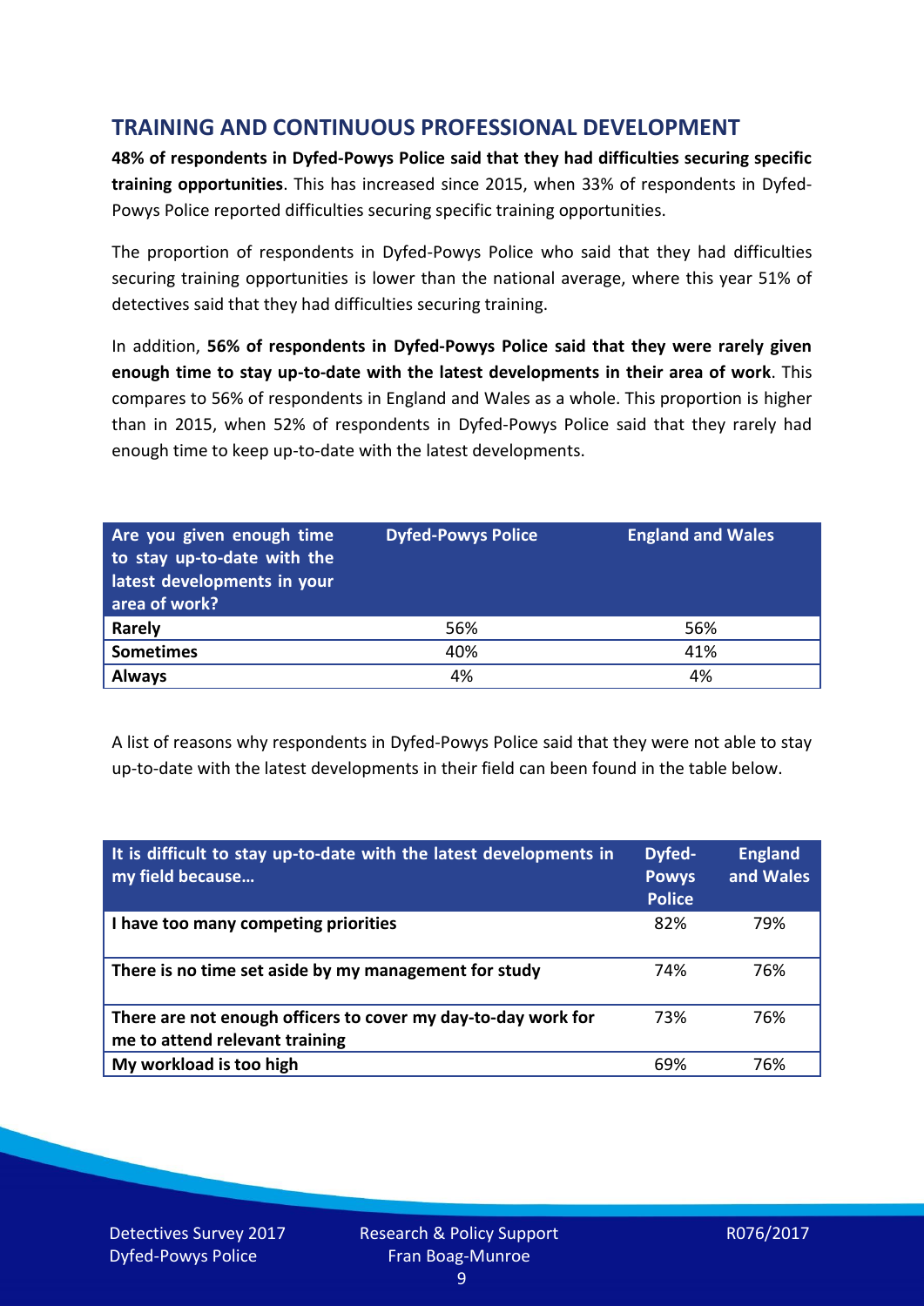## TRAINING AND CONTINUOUS PROFESSIONAL DEVELOPMENT

**48% of respondents in Dyfed-Powys Police said that they had difficulties securing specific training opportunities**. This has increased since 2015, when 33% of respondents in Dyfed-Powys Police reported difficulties securing specific training opportunities.

The proportion of respondents in Dyfed-Powys Police who said that they had difficulties securing training opportunities is lower than the national average, where this year 51% of detectives said that they had difficulties securing training.

In addition, **56% of respondents in Dyfed-Powys Police said that they were rarely given enough time to stay up-to-date with the latest developments in their area of work**. This compares to 56% of respondents in England and Wales as a whole. This proportion is higher than in 2015, when 52% of respondents in Dyfed-Powys Police said that they rarely had enough time to keep up-to-date with the latest developments.

| Are you given enough time to stay up-to-date with the latest developments in your area of work? | Dyfed-Powys Police | England and Wales |
|---|---|---|
| **Rarely** | 56% | 56% |
| **Sometimes** | 40% | 41% |
| **Always** | 4% | 4% |

A list of reasons why respondents in Dyfed-Powys Police said that they were not able to stay up-to-date with the latest developments in their field can been found in the table below.

| It is difficult to stay up-to-date with the latest developments in my field because… | Dyfed-Powys Police | England and Wales |
|---|---|---|
| **I have too many competing priorities** | 82% | 79% |
| **There is no time set aside by my management for study** | 74% | 76% |
| **There are not enough officers to cover my day-to-day work for me to attend relevant training** | 73% | 76% |
| **My workload is too high** | 69% | 76% |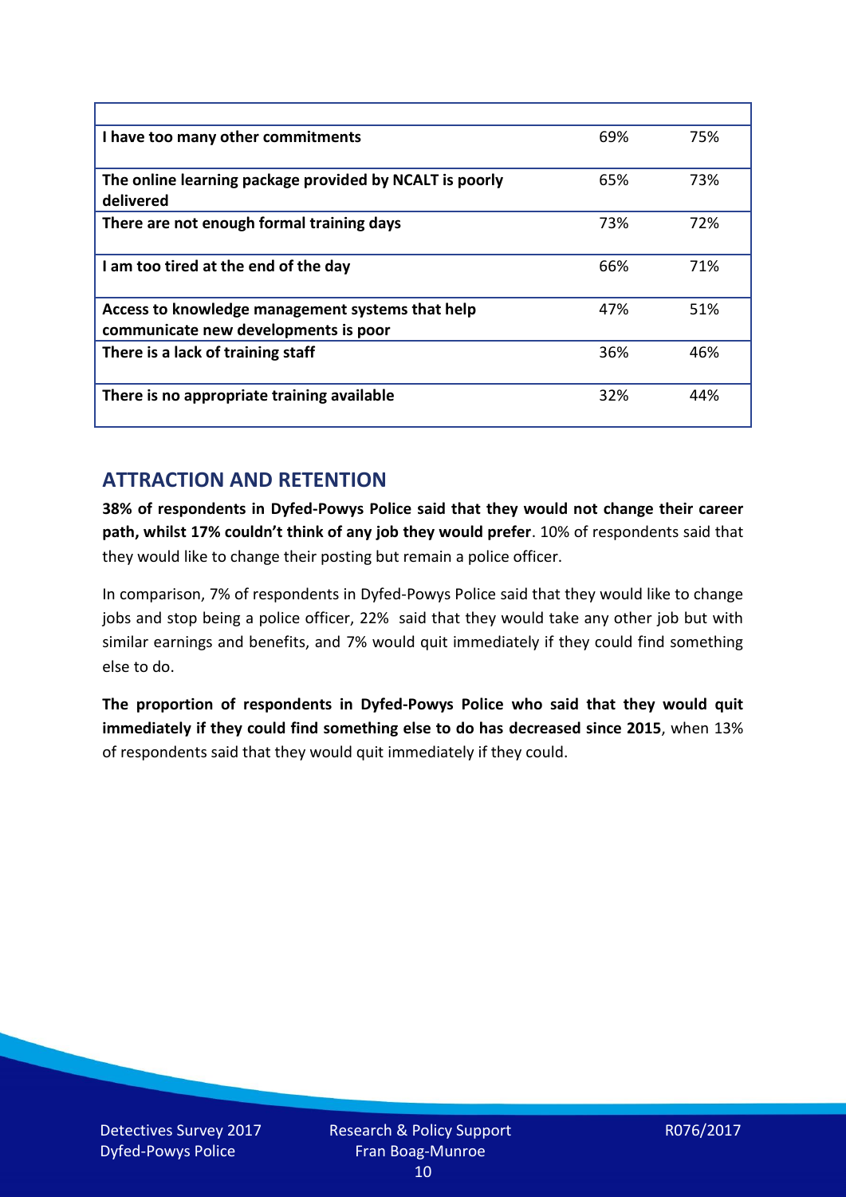| | | |
|---|---|---|
| **I have too many other commitments** | 69% | 75% |
| **The online learning package provided by NCALT is poorly delivered** | 65% | 73% |
| **There are not enough formal training days** | 73% | 72% |
| **I am too tired at the end of the day** | 66% | 71% |
| **Access to knowledge management systems that help communicate new developments is poor** | 47% | 51% |
| **There is a lack of training staff** | 36% | 46% |
| **There is no appropriate training available** | 32% | 44% |

## ATTRACTION AND RETENTION

**38% of respondents in Dyfed-Powys Police said that they would not change their career path, whilst 17% couldn't think of any job they would prefer**. 10% of respondents said that they would like to change their posting but remain a police officer.

In comparison, 7% of respondents in Dyfed-Powys Police said that they would like to change jobs and stop being a police officer, 22% said that they would take any other job but with similar earnings and benefits, and 7% would quit immediately if they could find something else to do.

**The proportion of respondents in Dyfed-Powys Police who said that they would quit immediately if they could find something else to do has decreased since 2015**, when 13% of respondents said that they would quit immediately if they could.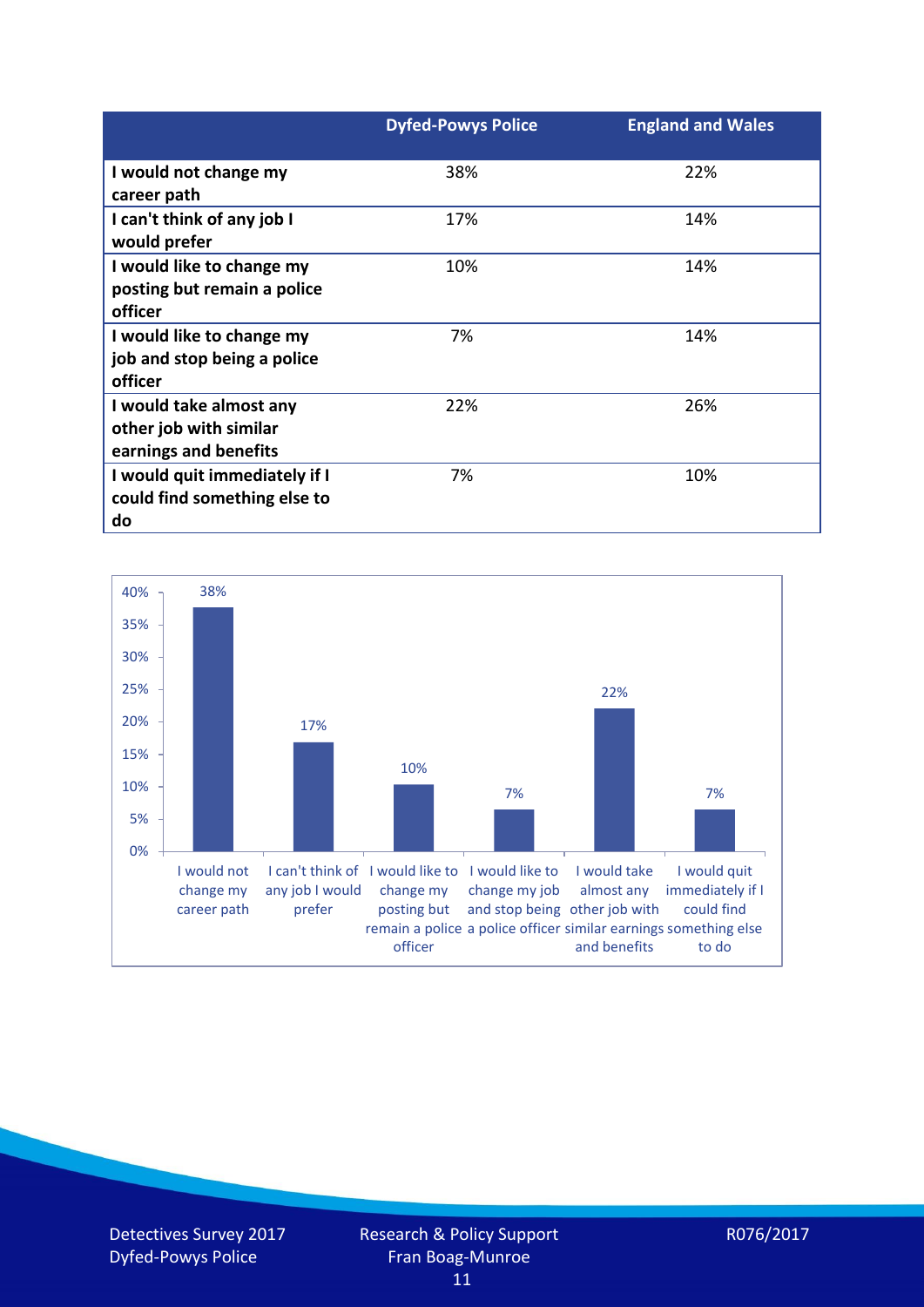| | Dyfed-Powys Police | England and Wales |
|---|---|---|
| I would not change my career path | 38% | 22% |
| I can't think of any job I would prefer | 17% | 14% |
| I would like to change my posting but remain a police officer | 10% | 14% |
| I would like to change my job and stop being a police officer | 7% | 14% |
| I would take almost any other job with similar earnings and benefits | 22% | 26% |
| I would quit immediately if I could find something else to do | 7% | 10% |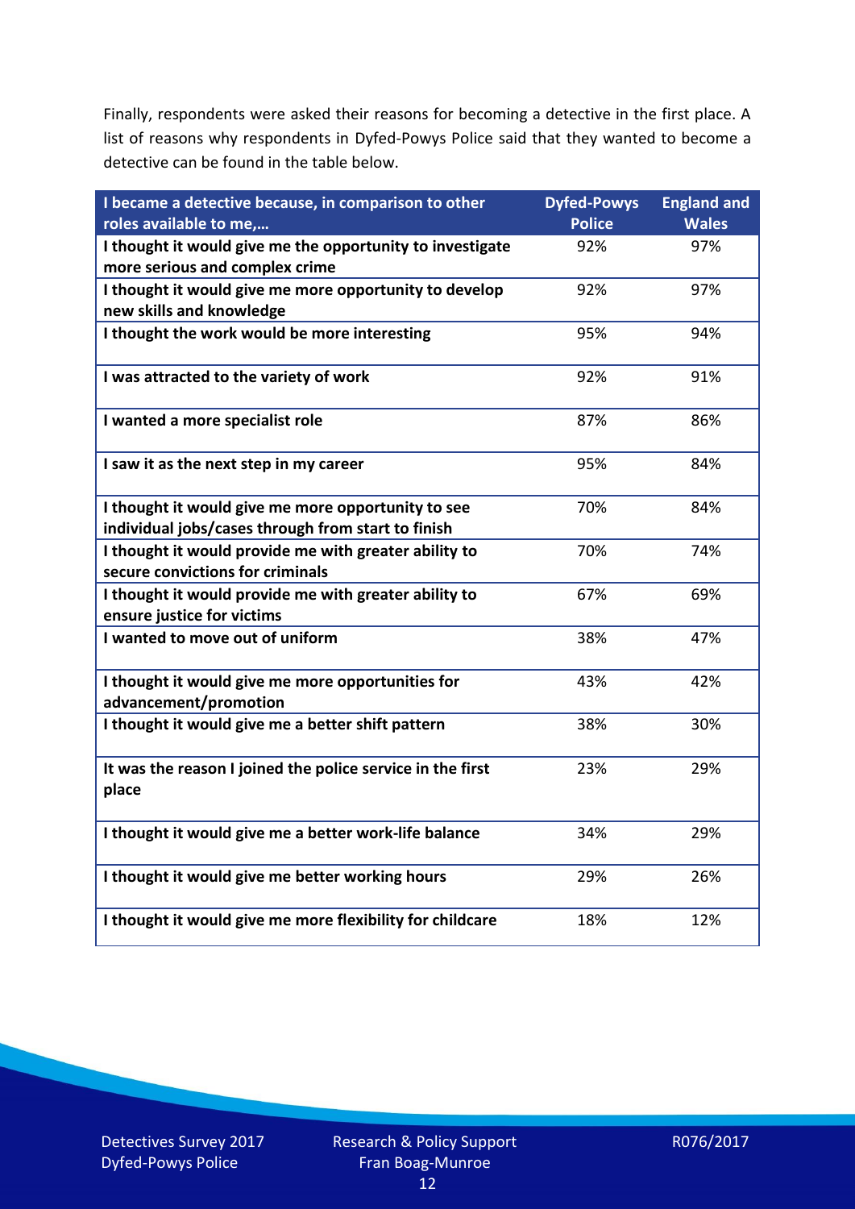Finally, respondents were asked their reasons for becoming a detective in the first place. A list of reasons why respondents in Dyfed-Powys Police said that they wanted to become a detective can be found in the table below.

| I became a detective because, in comparison to other roles available to me,… | Dyfed-Powys Police | England and Wales |
|---|---|---|
| I thought it would give me the opportunity to investigate more serious and complex crime | 92% | 97% |
| I thought it would give me more opportunity to develop new skills and knowledge | 92% | 97% |
| I thought the work would be more interesting | 95% | 94% |
| I was attracted to the variety of work | 92% | 91% |
| I wanted a more specialist role | 87% | 86% |
| I saw it as the next step in my career | 95% | 84% |
| I thought it would give me more opportunity to see individual jobs/cases through from start to finish | 70% | 84% |
| I thought it would provide me with greater ability to secure convictions for criminals | 70% | 74% |
| I thought it would provide me with greater ability to ensure justice for victims | 67% | 69% |
| I wanted to move out of uniform | 38% | 47% |
| I thought it would give me more opportunities for advancement/promotion | 43% | 42% |
| I thought it would give me a better shift pattern | 38% | 30% |
| It was the reason I joined the police service in the first place | 23% | 29% |
| I thought it would give me a better work-life balance | 34% | 29% |
| I thought it would give me better working hours | 29% | 26% |
| I thought it would give me more flexibility for childcare | 18% | 12% |